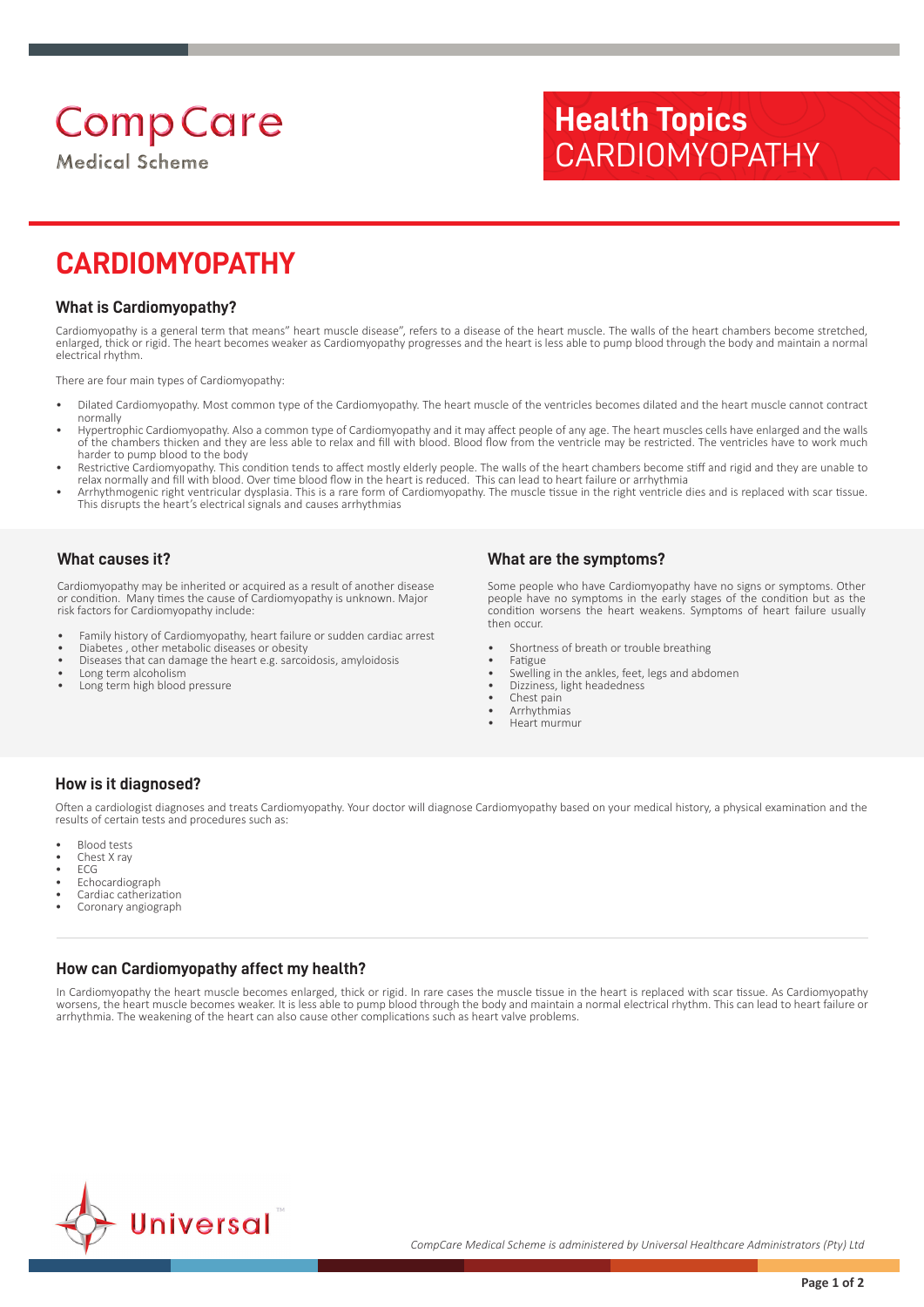CompCare Medical Scheme

**Health Topics** CARDIOMYOPATHY

# CARDIOMYOPATHY

## What is Cardiomyopathy?

Cardiomyopathy is a general term that means" heart muscle disease", refers to a disease of the heart muscle. The walls of the heart chambers become stretched, enlarged, thick or rigid. The heart becomes weaker as Cardiomyopathy progresses and the heart is less able to pump blood through the body and maintain a normal electrical rhythm.

There are four main types of Cardiomyopathy:

- Dilated Cardiomyopathy. Most common type of the Cardiomyopathy. The heart muscle of the ventricles becomes dilated and the heart muscle cannot contract normally
- Hypertrophic Cardiomyopathy. Also a common type of Cardiomyopathy and it may affect people of any age. The heart muscles cells have enlarged and the walls of the chambers thicken and they are less able to relax and fill with blood. Blood flow from the ventricle may be restricted. The ventricles have to work much harder to pump blood to the body
- Restrictive Cardiomyopathy. This condition tends to affect mostly elderly people. The walls of the heart chambers become stiff and rigid and they are unable to relax normally and fill with blood. Over time blood flow in the heart is reduced. This can lead to heart failure or arrhythmia
- Arrhythmogenic right ventricular dysplasia. This is a rare form of Cardiomyopathy. The muscle tissue in the right ventricle dies and is replaced with scar tissue. This disrupts the heart's electrical signals and causes arrhythmias

## What causes it?

Cardiomyopathy may be inherited or acquired as a result of another disease or condition. Many times the cause of Cardiomyopathy is unknown. Major risk factors for Cardiomyopathy include:

- Family history of Cardiomyopathy, heart failure or sudden cardiac arrest
- Diabetes , other metabolic diseases or obesity
- Diseases that can damage the heart e.g. sarcoidosis, amyloidosis
- Long term alcoholism
- Long term high blood pressure

## What are the symptoms?

Some people who have Cardiomyopathy have no signs or symptoms. Other people have no symptoms in the early stages of the condition but as the condition worsens the heart weakens. Symptoms of heart failure usually then occur.

- Shortness of breath or trouble breathing
- Fatigue
- Swelling in the ankles, feet, legs and abdomen
- Dizziness, light headedness
- Chest pain
- Arrhythmias
- Heart murmur

## How is it diagnosed?

Often a cardiologist diagnoses and treats Cardiomyopathy. Your doctor will diagnose Cardiomyopathy based on your medical history, a physical examination and the results of certain tests and procedures such as:

- Blood tests
- Chest X ray
- ECG
- Echocardiograph
- Cardiac catherization
- Coronary angiograph

## How can Cardiomyopathy affect my health?

In Cardiomyopathy the heart muscle becomes enlarged, thick or rigid. In rare cases the muscle tissue in the heart is replaced with scar tissue. As Cardiomyopathy worsens, the heart muscle becomes weaker. It is less able to pump blood through the body and maintain a normal electrical rhythm. This can lead to heart failure or arrhythmia. The weakening of the heart can also cause other complications such as heart valve problems.

Universal

*CompCare Medical Scheme is administered by Universal Healthcare Administrators (Pty) Ltd*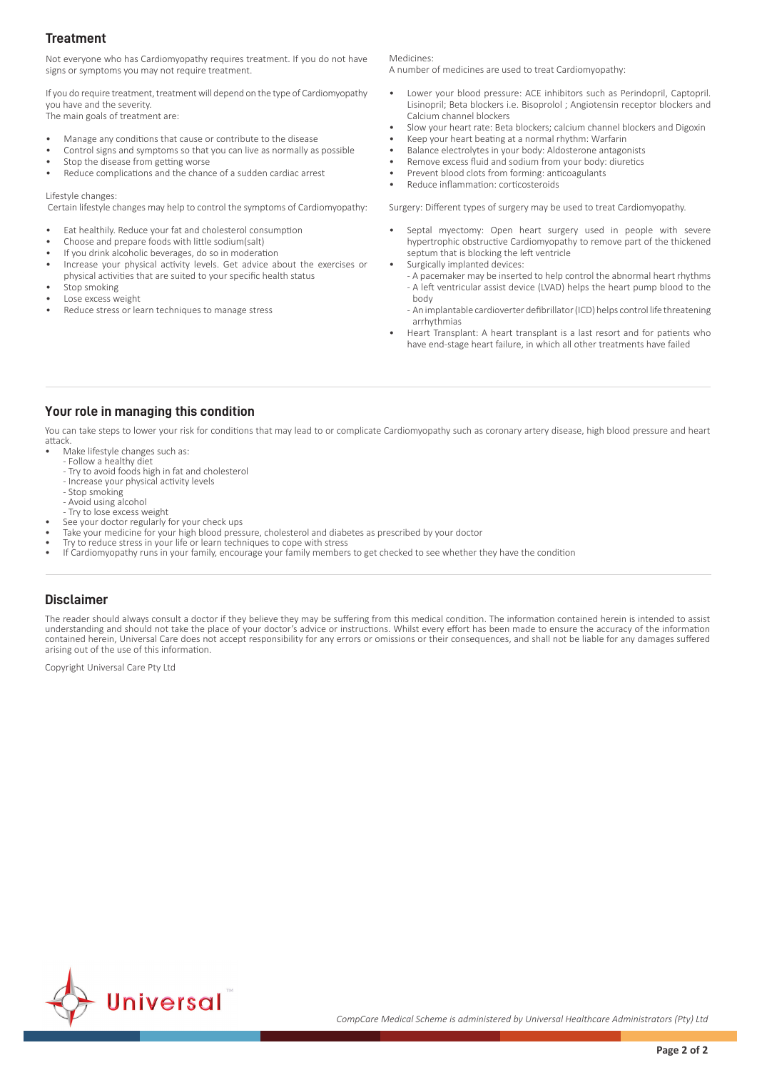## Treatment

Not everyone who has Cardiomyopathy requires treatment. If you do not have signs or symptoms you may not require treatment.

If you do require treatment, treatment will depend on the type of Cardiomyopathy you have and the severity.
The main goals of treatment are:

- Manage any conditions that cause or contribute to the disease
- Control signs and symptoms so that you can live as normally as possible
- Stop the disease from getting worse
- Reduce complications and the chance of a sudden cardiac arrest

Lifestyle changes:
Certain lifestyle changes may help to control the symptoms of Cardiomyopathy:

- Eat healthily. Reduce your fat and cholesterol consumption
- Choose and prepare foods with little sodium(salt)
- If you drink alcoholic beverages, do so in moderation
- Increase your physical activity levels. Get advice about the exercises or physical activities that are suited to your specific health status
- Stop smoking
- Lose excess weight
- Reduce stress or learn techniques to manage stress

Medicines:
A number of medicines are used to treat Cardiomyopathy:

- Lower your blood pressure: ACE inhibitors such as Perindopril, Captopril. Lisinopril; Beta blockers i.e. Bisoprolol ; Angiotensin receptor blockers and Calcium channel blockers
- Slow your heart rate: Beta blockers; calcium channel blockers and Digoxin
- Keep your heart beating at a normal rhythm: Warfarin
- Balance electrolytes in your body: Aldosterone antagonists
- Remove excess fluid and sodium from your body: diuretics
- Prevent blood clots from forming: anticoagulants
- Reduce inflammation: corticosteroids

Surgery: Different types of surgery may be used to treat Cardiomyopathy.

- Septal myectomy: Open heart surgery used in people with severe hypertrophic obstructive Cardiomyopathy to remove part of the thickened septum that is blocking the left ventricle
- Surgically implanted devices:
  - A pacemaker may be inserted to help control the abnormal heart rhythms
  - A left ventricular assist device (LVAD) helps the heart pump blood to the body
  - An implantable cardioverter defibrillator (ICD) helps control life threatening arrhythmias
- Heart Transplant: A heart transplant is a last resort and for patients who have end-stage heart failure, in which all other treatments have failed

## Your role in managing this condition

You can take steps to lower your risk for conditions that may lead to or complicate Cardiomyopathy such as coronary artery disease, high blood pressure and heart attack.

- Make lifestyle changes such as:
  - Follow a healthy diet
  - Try to avoid foods high in fat and cholesterol
  - Increase your physical activity levels
  - Stop smoking
  - Avoid using alcohol
  - Try to lose excess weight
- See your doctor regularly for your check ups
- Take your medicine for your high blood pressure, cholesterol and diabetes as prescribed by your doctor
- Try to reduce stress in your life or learn techniques to cope with stress
- If Cardiomyopathy runs in your family, encourage your family members to get checked to see whether they have the condition

## Disclaimer

The reader should always consult a doctor if they believe they may be suffering from this medical condition. The information contained herein is intended to assist understanding and should not take the place of your doctor's advice or instructions. Whilst every effort has been made to ensure the accuracy of the information contained herein, Universal Care does not accept responsibility for any errors or omissions or their consequences, and shall not be liable for any damages suffered arising out of the use of this information.

Copyright Universal Care Pty Ltd

Universal™

*CompCare Medical Scheme is administered by Universal Healthcare Administrators (Pty) Ltd*